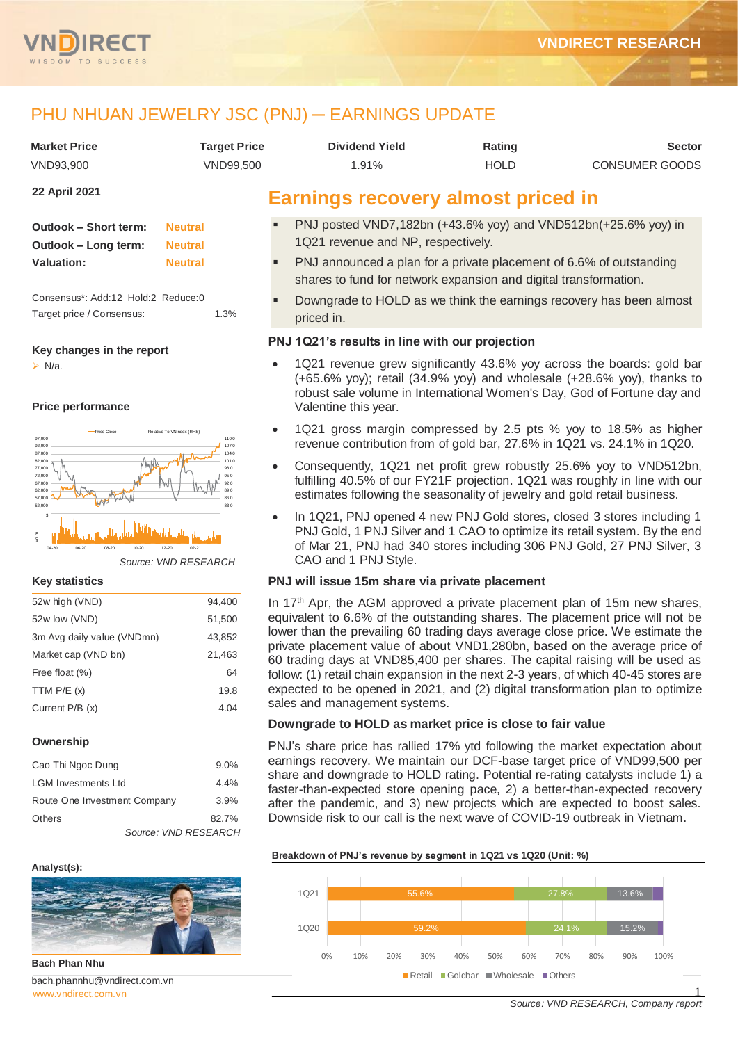# PHU NHUAN JEWELRY JSC (PNJ) ─ EARNINGS UPDATE

| Market Price | Target Price | Dividend Yield | Rating | Sector |
|---|---|---|---|---|
| VND93,900 | VND99,500 | 1.91% | HOLD | CONSUMER GOODS |

**22 April 2021**

| | |
|---|---|
| **Outlook – Short term:** | Neutral |
| **Outlook – Long term:** | Neutral |
| **Valuation:** | Neutral |

Consensus*: Add:12 Hold:2 Reduce:0

Target price / Consensus: 1.3%

**Key changes in the report**

- N/a.

**Price performance**

*Source: VND RESEARCH*

**Key statistics**

| | |
|---|---|
| 52w high (VND) | 94,400 |
| 52w low (VND) | 51,500 |
| 3m Avg daily value (VNDmn) | 43,852 |
| Market cap (VND bn) | 21,463 |
| Free float (%) | 64 |
| TTM P/E (x) | 19.8 |
| Current P/B (x) | 4.04 |

**Ownership**

| | |
|---|---|
| Cao Thi Ngoc Dung | 9.0% |
| LGM Investments Ltd | 4.4% |
| Route One Investment Company | 3.9% |
| Others | 82.7% |

*Source: VND RESEARCH*

**Analyst(s):**

**Bach Phan Nhu**

bach.phannhu@vndirect.com.vn

www.vndirect.com.vn

## Earnings recovery almost priced in

- PNJ posted VND7,182bn (+43.6% yoy) and VND512bn(+25.6% yoy) in 1Q21 revenue and NP, respectively.
- PNJ announced a plan for a private placement of 6.6% of outstanding shares to fund for network expansion and digital transformation.
- Downgrade to HOLD as we think the earnings recovery has been almost priced in.

### PNJ 1Q21's results in line with our projection

- 1Q21 revenue grew significantly 43.6% yoy across the boards: gold bar (+65.6% yoy); retail (34.9% yoy) and wholesale (+28.6% yoy), thanks to robust sale volume in International Women's Day, God of Fortune day and Valentine this year.
- 1Q21 gross margin compressed by 2.5 pts % yoy to 18.5% as higher revenue contribution from of gold bar, 27.6% in 1Q21 vs. 24.1% in 1Q20.
- Consequently, 1Q21 net profit grew robustly 25.6% yoy to VND512bn, fulfilling 40.5% of our FY21F projection. 1Q21 was roughly in line with our estimates following the seasonality of jewelry and gold retail business.
- In 1Q21, PNJ opened 4 new PNJ Gold stores, closed 3 stores including 1 PNJ Gold, 1 PNJ Silver and 1 CAO to optimize its retail system. By the end of Mar 21, PNJ had 340 stores including 306 PNJ Gold, 27 PNJ Silver, 3 CAO and 1 PNJ Style.

### PNJ will issue 15m share via private placement

In 17th Apr, the AGM approved a private placement plan of 15m new shares, equivalent to 6.6% of the outstanding shares. The placement price will not be lower than the prevailing 60 trading days average close price. We estimate the private placement value of about VND1,280bn, based on the average price of 60 trading days at VND85,400 per shares. The capital raising will be used as follow: (1) retail chain expansion in the next 2-3 years, of which 40-45 stores are expected to be opened in 2021, and (2) digital transformation plan to optimize sales and management systems.

### Downgrade to HOLD as market price is close to fair value

PNJ's share price has rallied 17% ytd following the market expectation about earnings recovery. We maintain our DCF-base target price of VND99,500 per share and downgrade to HOLD rating. Potential re-rating catalysts include 1) a faster-than-expected store opening pace, 2) a better-than-expected recovery after the pandemic, and 3) new projects which are expected to boost sales. Downside risk to our call is the next wave of COVID-19 outbreak in Vietnam.

**Breakdown of PNJ's revenue by segment in 1Q21 vs 1Q20 (Unit: %)**

| | Retail | Goldbar | Wholesale | Others |
|---|---|---|---|---|
| 1Q21 | 55.6% | 27.8% | 13.6% | |
| 1Q20 | 59.2% | 24.1% | 15.2% | |

*Source: VND RESEARCH, Company report*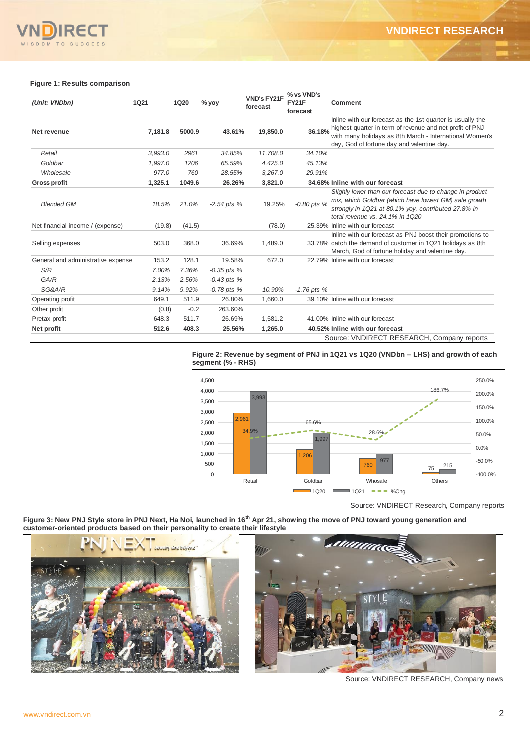**Figure 1: Results comparison**

| *(Unit: VNDbn)* | 1Q21 | 1Q20 | % yoy | VND's FY21F forecast | % vs VND's FY21F forecast | Comment |
|---|---|---|---|---|---|---|
| **Net revenue** | **7,181.8** | **5000.9** | **43.61%** | **19,850.0** | **36.18%** | Inline with our forecast as the 1st quarter is usually the highest quarter in term of revenue and net profit of PNJ with many holidays as 8th March - International Women's day, God of fortune day and valentine day. |
| *Retail* | *3,993.0* | *2961* | *34.85%* | *11,708.0* | *34.10%* | |
| *Goldbar* | *1,997.0* | *1206* | *65.59%* | *4,425.0* | *45.13%* | |
| *Wholesale* | *977.0* | *760* | *28.55%* | *3,267.0* | *29.91%* | |
| **Gross profit** | **1,325.1** | **1049.6** | **26.26%** | **3,821.0** | **34.68%** | **Inline with our forecast** |
| *Blended GM* | *18.5%* | *21.0%* | *-2.54 pts %* | 19.25% | *-0.80 pts %* | *Slighly lower than our forecast due to change in product mix, which Goldbar (which have lowest GM) sale growth strongly in 1Q21 at 80.1% yoy, contributed 27.8% in total revenue vs. 24.1% in 1Q20* |
| Net financial income / (expense) | (19.8) | (41.5) | | (78.0) | 25.39% | Inline with our forecast |
| Selling expenses | 503.0 | 368.0 | 36.69% | 1,489.0 | 33.78% | Inline with our forecast as PNJ boost their promotions to catch the demand of customer in 1Q21 holidays as 8th March, God of fortune holiday and valentine day. |
| General and administrative expense | 153.2 | 128.1 | 19.58% | 672.0 | 22.79% | Inline with our forecast |
| *S/R* | *7.00%* | *7.36%* | *-0.35 pts %* | | | |
| *GA/R* | *2.13%* | *2.56%* | *-0.43 pts %* | | | |
| *SG&A/R* | *9.14%* | *9.92%* | *-0.78 pts %* | *10.90%* | *-1.76 pts %* | |
| Operating profit | 649.1 | 511.9 | 26.80% | 1,660.0 | 39.10% | Inline with our forecast |
| Other profit | (0.8) | -0.2 | 263.60% | | | |
| Pretax profit | 648.3 | 511.7 | 26.69% | 1,581.2 | 41.00% | Inline with our forecast |
| **Net profit** | **512.6** | **408.3** | **25.56%** | **1,265.0** | **40.52%** | **Inline with our forecast** |

Source: VNDIRECT RESEARCH, Company reports

**Figure 2: Revenue by segment of PNJ in 1Q21 vs 1Q20 (VNDbn – LHS) and growth of each segment (% - RHS)**

| Segment | 1Q20 | 1Q21 | %Chg |
|---|---|---|---|
| Retail | 2,961 | 3,993 | 34.9% |
| Goldbar | 1,206 | 1,997 | 65.6% |
| Whosale | 760 | 977 | 28.6% |
| Others | 75 | 215 | 186.7% |

Source: VNDIRECT Research, Company reports

**Figure 3: New PNJ Style store in PNJ Next, Ha Noi, launched in 16th Apr 21, showing the move of PNJ toward young generation and customer-oriented products based on their personality to create their lifestyle**

Source: VNDIRECT RESEARCH, Company news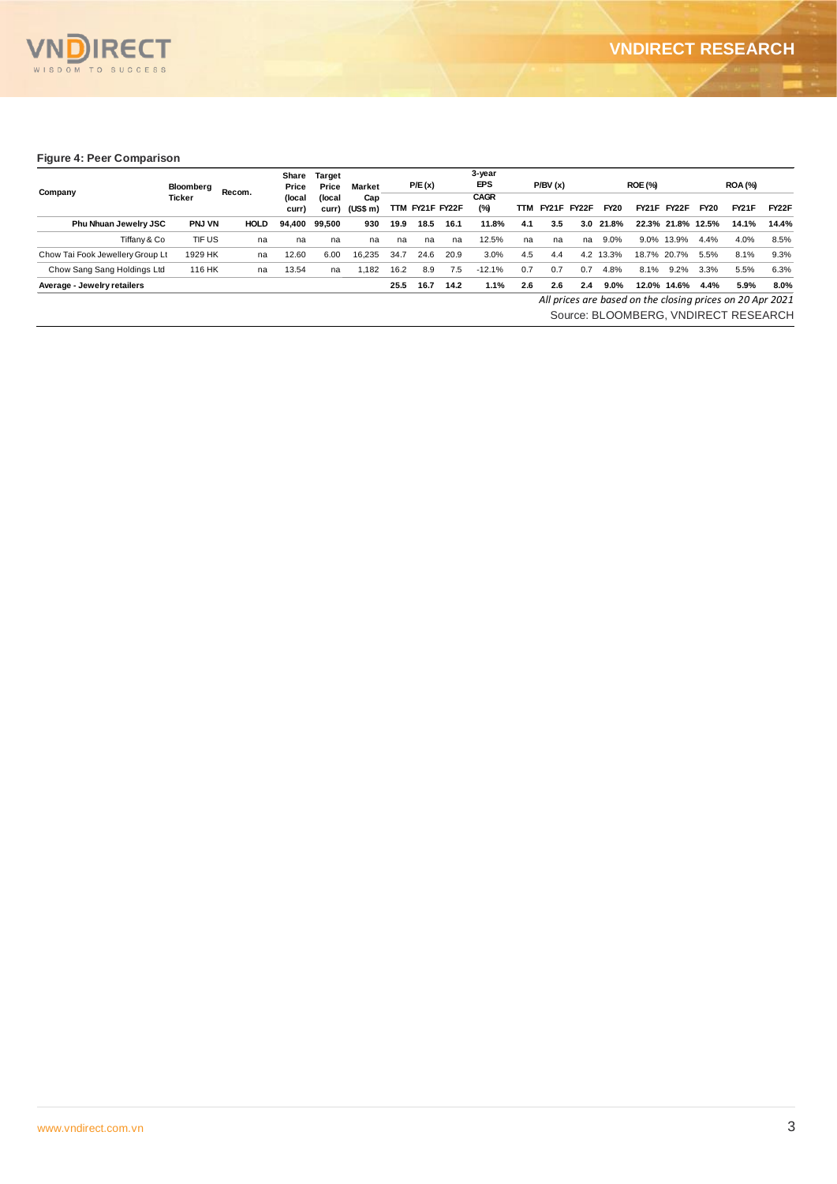**Figure 4: Peer Comparison**

| Company | Bloomberg Ticker | Recom. | Share Price (local curr) | Target Price (local curr) | Market Cap (US$ m) | P/E (x) | | | 3-year EPS CAGR (%) | P/BV (x) | | | ROE (%) | | | ROA (%) | | |
|---|---|---|---|---|---|---|---|---|---|---|---|---|---|---|---|---|---|---|
| | | | | | | TTM | FY21F | FY22F | | TTM | FY21F | FY22F | FY20 | FY21F | FY22F | FY20 | FY21F | FY22F |
| **Phu Nhuan Jewelry JSC** | **PNJ VN** | **HOLD** | **94,400** | **99,500** | **930** | **19.9** | **18.5** | **16.1** | **11.8%** | **4.1** | **3.5** | **3.0** | **21.8%** | **22.3%** | **21.8%** | **12.5%** | **14.1%** | **14.4%** |
| Tiffany & Co | TIF US | na | na | na | na | na | na | na | 12.5% | na | na | na | 9.0% | 9.0% | 13.9% | 4.4% | 4.0% | 8.5% |
| Chow Tai Fook Jewellery Group Lt | 1929 HK | na | 12.60 | 6.00 | 16,235 | 34.7 | 24.6 | 20.9 | 3.0% | 4.5 | 4.4 | 4.2 | 13.3% | 18.7% | 20.7% | 5.5% | 8.1% | 9.3% |
| Chow Sang Sang Holdings Ltd | 116 HK | na | 13.54 | na | 1,182 | 16.2 | 8.9 | 7.5 | -12.1% | 0.7 | 0.7 | 0.7 | 4.8% | 8.1% | 9.2% | 3.3% | 5.5% | 6.3% |
| **Average - Jewelry retailers** | | | | | | **25.5** | **16.7** | **14.2** | **1.1%** | **2.6** | **2.6** | **2.4** | **9.0%** | **12.0%** | **14.6%** | **4.4%** | **5.9%** | **8.0%** |

*All prices are based on the closing prices on 20 Apr 2021*

Source: BLOOMBERG, VNDIRECT RESEARCH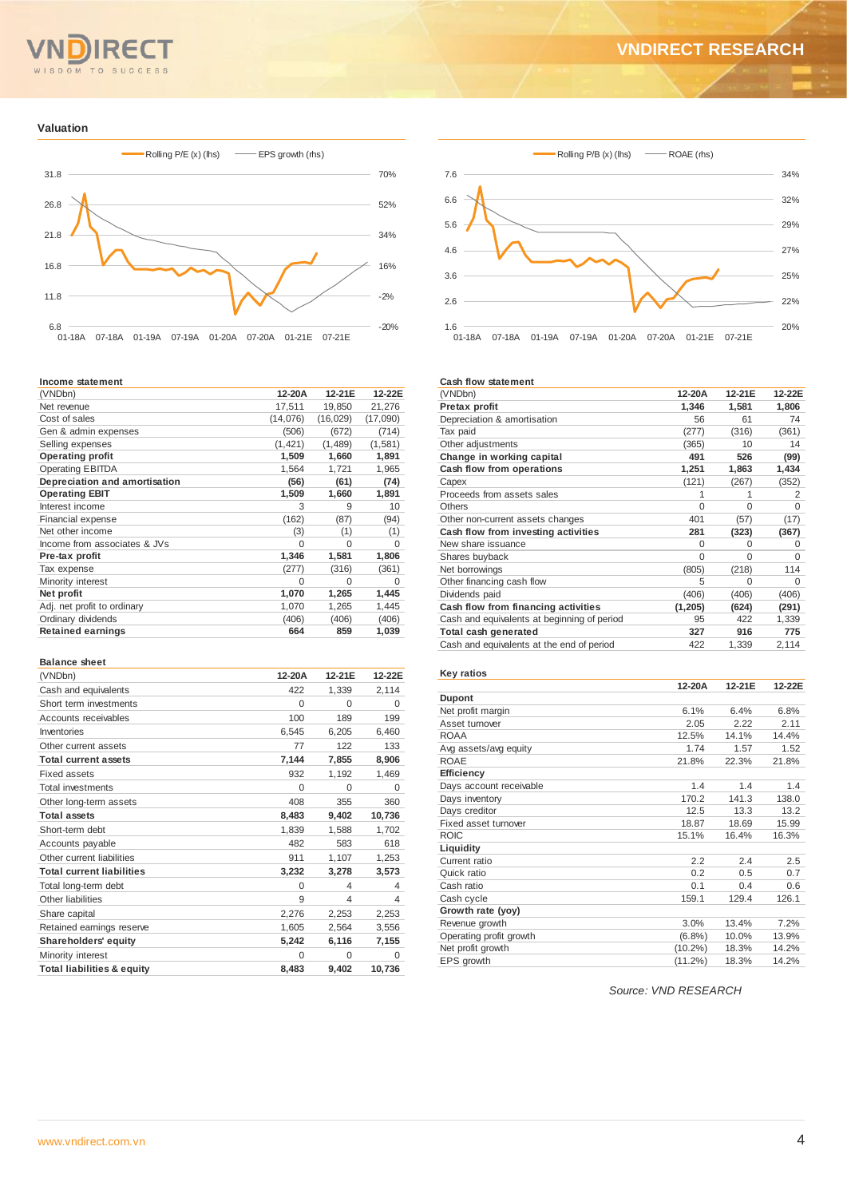## Valuation

Rolling P/E (x) (lhs) — EPS growth (rhs)

Rolling P/B (x) (lhs) — ROAE (rhs)

### Income statement

| (VNDbn) | 12-20A | 12-21E | 12-22E |
|---|---|---|---|
| Net revenue | 17,511 | 19,850 | 21,276 |
| Cost of sales | (14,076) | (16,029) | (17,090) |
| Gen & admin expenses | (506) | (672) | (714) |
| Selling expenses | (1,421) | (1,489) | (1,581) |
| **Operating profit** | **1,509** | **1,660** | **1,891** |
| Operating EBITDA | 1,564 | 1,721 | 1,965 |
| **Depreciation and amortisation** | **(56)** | **(61)** | **(74)** |
| **Operating EBIT** | **1,509** | **1,660** | **1,891** |
| Interest income | 3 | 9 | 10 |
| Financial expense | (162) | (87) | (94) |
| Net other income | (3) | (1) | (1) |
| Income from associates & JVs | 0 | 0 | 0 |
| **Pre-tax profit** | **1,346** | **1,581** | **1,806** |
| Tax expense | (277) | (316) | (361) |
| Minority interest | 0 | 0 | 0 |
| **Net profit** | **1,070** | **1,265** | **1,445** |
| Adj. net profit to ordinary | 1,070 | 1,265 | 1,445 |
| Ordinary dividends | (406) | (406) | (406) |
| **Retained earnings** | **664** | **859** | **1,039** |

### Balance sheet

| (VNDbn) | 12-20A | 12-21E | 12-22E |
|---|---|---|---|
| Cash and equivalents | 422 | 1,339 | 2,114 |
| Short term investments | 0 | 0 | 0 |
| Accounts receivables | 100 | 189 | 199 |
| Inventories | 6,545 | 6,205 | 6,460 |
| Other current assets | 77 | 122 | 133 |
| **Total current assets** | **7,144** | **7,855** | **8,906** |
| Fixed assets | 932 | 1,192 | 1,469 |
| Total investments | 0 | 0 | 0 |
| Other long-term assets | 408 | 355 | 360 |
| **Total assets** | **8,483** | **9,402** | **10,736** |
| Short-term debt | 1,839 | 1,588 | 1,702 |
| Accounts payable | 482 | 583 | 618 |
| Other current liabilities | 911 | 1,107 | 1,253 |
| **Total current liabilities** | **3,232** | **3,278** | **3,573** |
| Total long-term debt | 0 | 4 | 4 |
| Other liabilities | 9 | 4 | 4 |
| Share capital | 2,276 | 2,253 | 2,253 |
| Retained earnings reserve | 1,605 | 2,564 | 3,556 |
| **Shareholders' equity** | **5,242** | **6,116** | **7,155** |
| Minority interest | 0 | 0 | 0 |
| **Total liabilities & equity** | **8,483** | **9,402** | **10,736** |

### Cash flow statement

| (VNDbn) | 12-20A | 12-21E | 12-22E |
|---|---|---|---|
| **Pretax profit** | **1,346** | **1,581** | **1,806** |
| Depreciation & amortisation | 56 | 61 | 74 |
| Tax paid | (277) | (316) | (361) |
| Other adjustments | (365) | 10 | 14 |
| **Change in working capital** | **491** | **526** | **(99)** |
| **Cash flow from operations** | **1,251** | **1,863** | **1,434** |
| Capex | (121) | (267) | (352) |
| Proceeds from assets sales | 1 | 1 | 2 |
| Others | 0 | 0 | 0 |
| Other non-current assets changes | 401 | (57) | (17) |
| **Cash flow from investing activities** | **281** | **(323)** | **(367)** |
| New share issuance | 0 | 0 | 0 |
| Shares buyback | 0 | 0 | 0 |
| Net borrowings | (805) | (218) | 114 |
| Other financing cash flow | 5 | 0 | 0 |
| Dividends paid | (406) | (406) | (406) |
| **Cash flow from financing activities** | **(1,205)** | **(624)** | **(291)** |
| Cash and equivalents at beginning of period | 95 | 422 | 1,339 |
| **Total cash generated** | **327** | **916** | **775** |
| Cash and equivalents at the end of period | 422 | 1,339 | 2,114 |

### Key ratios

| | 12-20A | 12-21E | 12-22E |
|---|---|---|---|
| **Dupont** | | | |
| Net profit margin | 6.1% | 6.4% | 6.8% |
| Asset turnover | 2.05 | 2.22 | 2.11 |
| ROAA | 12.5% | 14.1% | 14.4% |
| Avg assets/avg equity | 1.74 | 1.57 | 1.52 |
| ROAE | 21.8% | 22.3% | 21.8% |
| **Efficiency** | | | |
| Days account receivable | 1.4 | 1.4 | 1.4 |
| Days inventory | 170.2 | 141.3 | 138.0 |
| Days creditor | 12.5 | 13.3 | 13.2 |
| Fixed asset turnover | 18.87 | 18.69 | 15.99 |
| ROIC | 15.1% | 16.4% | 16.3% |
| **Liquidity** | | | |
| Current ratio | 2.2 | 2.4 | 2.5 |
| Quick ratio | 0.2 | 0.5 | 0.7 |
| Cash ratio | 0.1 | 0.4 | 0.6 |
| Cash cycle | 159.1 | 129.4 | 126.1 |
| **Growth rate (yoy)** | | | |
| Revenue growth | 3.0% | 13.4% | 7.2% |
| Operating profit growth | (6.8%) | 10.0% | 13.9% |
| Net profit growth | (10.2%) | 18.3% | 14.2% |
| EPS growth | (11.2%) | 18.3% | 14.2% |

*Source: VND RESEARCH*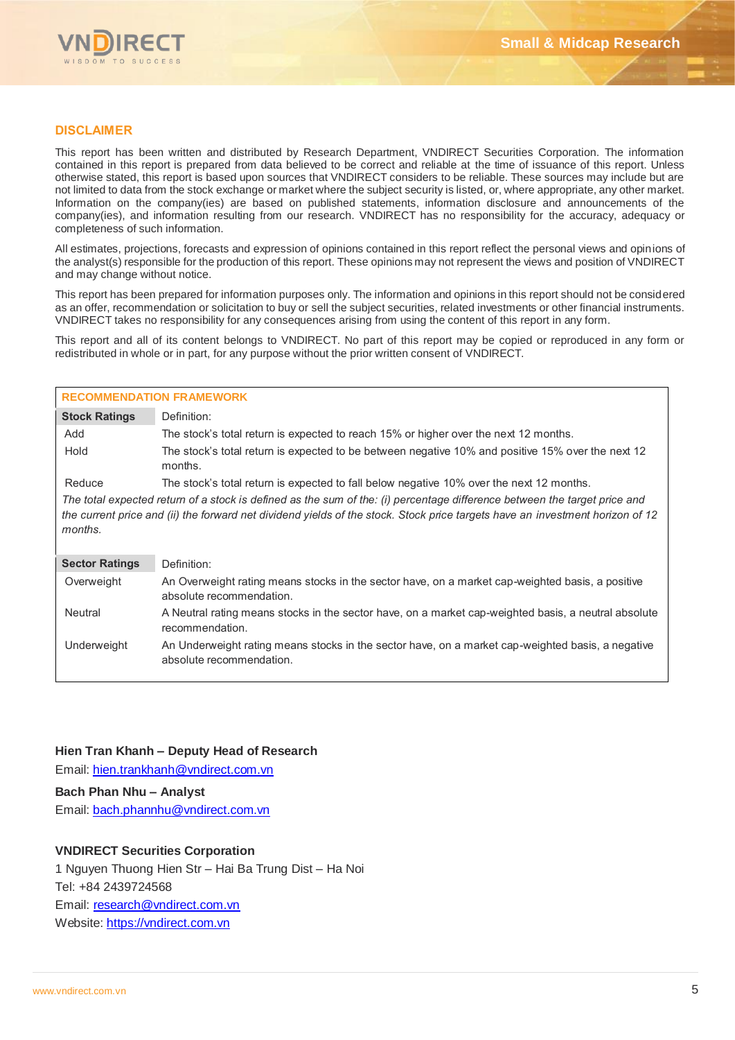## DISCLAIMER

This report has been written and distributed by Research Department, VNDIRECT Securities Corporation. The information contained in this report is prepared from data believed to be correct and reliable at the time of issuance of this report. Unless otherwise stated, this report is based upon sources that VNDIRECT considers to be reliable. These sources may include but are not limited to data from the stock exchange or market where the subject security is listed, or, where appropriate, any other market. Information on the company(ies) are based on published statements, information disclosure and announcements of the company(ies), and information resulting from our research. VNDIRECT has no responsibility for the accuracy, adequacy or completeness of such information.

All estimates, projections, forecasts and expression of opinions contained in this report reflect the personal views and opinions of the analyst(s) responsible for the production of this report. These opinions may not represent the views and position of VNDIRECT and may change without notice.

This report has been prepared for information purposes only. The information and opinions in this report should not be considered as an offer, recommendation or solicitation to buy or sell the subject securities, related investments or other financial instruments. VNDIRECT takes no responsibility for any consequences arising from using the content of this report in any form.

This report and all of its content belongs to VNDIRECT. No part of this report may be copied or reproduced in any form or redistributed in whole or in part, for any purpose without the prior written consent of VNDIRECT.

### RECOMMENDATION FRAMEWORK

| **Stock Ratings** | Definition: |
|---|---|
| Add | The stock's total return is expected to reach 15% or higher over the next 12 months. |
| Hold | The stock's total return is expected to be between negative 10% and positive 15% over the next 12 months. |
| Reduce | The stock's total return is expected to fall below negative 10% over the next 12 months. |

*The total expected return of a stock is defined as the sum of the: (i) percentage difference between the target price and the current price and (ii) the forward net dividend yields of the stock. Stock price targets have an investment horizon of 12 months.*

| **Sector Ratings** | Definition: |
|---|---|
| Overweight | An Overweight rating means stocks in the sector have, on a market cap-weighted basis, a positive absolute recommendation. |
| Neutral | A Neutral rating means stocks in the sector have, on a market cap-weighted basis, a neutral absolute recommendation. |
| Underweight | An Underweight rating means stocks in the sector have, on a market cap-weighted basis, a negative absolute recommendation. |

**Hien Tran Khanh – Deputy Head of Research**
Email: hien.trankhanh@vndirect.com.vn

**Bach Phan Nhu – Analyst**
Email: bach.phannhu@vndirect.com.vn

**VNDIRECT Securities Corporation**
1 Nguyen Thuong Hien Str – Hai Ba Trung Dist – Ha Noi
Tel: +84 2439724568
Email: research@vndirect.com.vn
Website: https://vndirect.com.vn